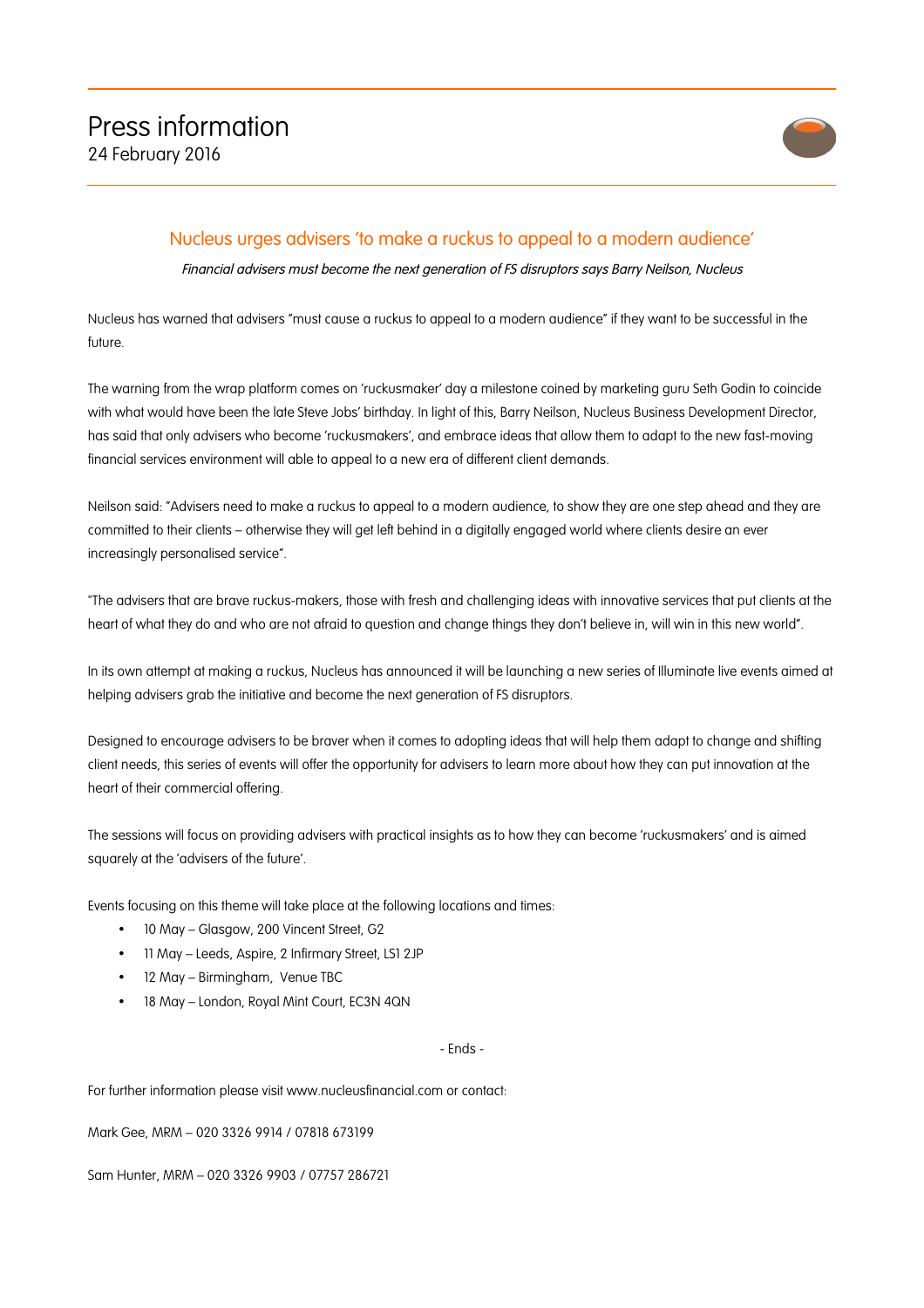# Press information

24 February 2016

## Nucleus urges advisers 'to make a ruckus to appeal to a modern audience'

*Financial advisers must become the next generation of FS disruptors says Barry Neilson, Nucleus*

Nucleus has warned that advisers "must cause a ruckus to appeal to a modern audience" if they want to be successful in the future.

The warning from the wrap platform comes on 'ruckusmaker' day a milestone coined by marketing guru Seth Godin to coincide with what would have been the late Steve Jobs' birthday. In light of this, Barry Neilson, Nucleus Business Development Director, has said that only advisers who become 'ruckusmakers', and embrace ideas that allow them to adapt to the new fast-moving financial services environment will able to appeal to a new era of different client demands.

Neilson said: "Advisers need to make a ruckus to appeal to a modern audience, to show they are one step ahead and they are committed to their clients – otherwise they will get left behind in a digitally engaged world where clients desire an ever increasingly personalised service".

"The advisers that are brave ruckus-makers, those with fresh and challenging ideas with innovative services that put clients at the heart of what they do and who are not afraid to question and change things they don't believe in, will win in this new world".

In its own attempt at making a ruckus, Nucleus has announced it will be launching a new series of Illuminate live events aimed at helping advisers grab the initiative and become the next generation of FS disruptors.

Designed to encourage advisers to be braver when it comes to adopting ideas that will help them adapt to change and shifting client needs, this series of events will offer the opportunity for advisers to learn more about how they can put innovation at the heart of their commercial offering.

The sessions will focus on providing advisers with practical insights as to how they can become 'ruckusmakers' and is aimed squarely at the 'advisers of the future'.

Events focusing on this theme will take place at the following locations and times:

- 10 May – Glasgow, 200 Vincent Street, G2
- 11 May – Leeds, Aspire, 2 Infirmary Street, LS1 2JP
- 12 May – Birmingham, Venue TBC
- 18 May – London, Royal Mint Court, EC3N 4QN

- Ends -

For further information please visit www.nucleusfinancial.com or contact:

Mark Gee, MRM – 020 3326 9914 / 07818 673199

Sam Hunter, MRM – 020 3326 9903 / 07757 286721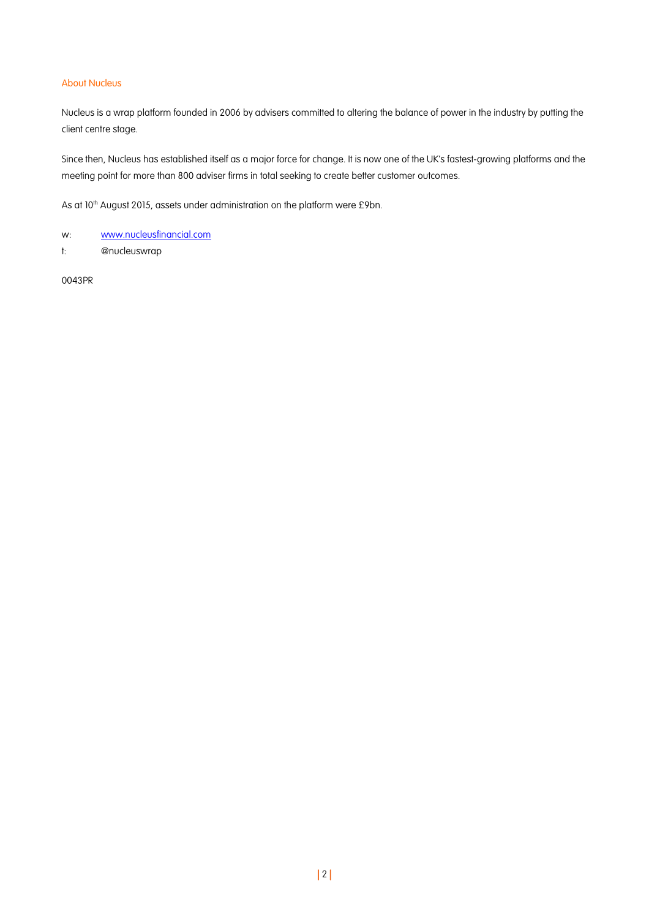## About Nucleus

Nucleus is a wrap platform founded in 2006 by advisers committed to altering the balance of power in the industry by putting the client centre stage.

Since then, Nucleus has established itself as a major force for change. It is now one of the UK's fastest-growing platforms and the meeting point for more than 800 adviser firms in total seeking to create better customer outcomes.

As at 10th August 2015, assets under administration on the platform were £9bn.

w: www.nucleusfinancial.com

t: @nucleuswrap

0043PR